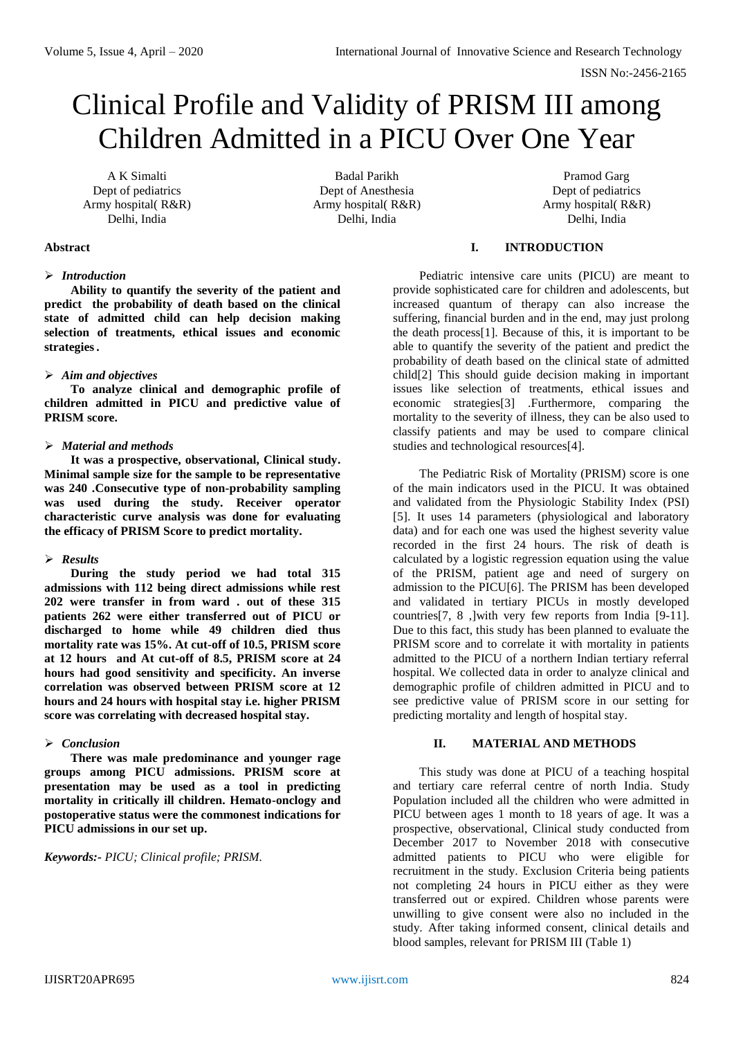# Clinical Profile and Validity of PRISM III among Children Admitted in a PICU Over One Year

A K Simalti
Dept of pediatrics
Army hospital( R&R)
Delhi, India

Badal Parikh
Dept of Anesthesia
Army hospital( R&R)
Delhi, India

Pramod Garg
Dept of pediatrics
Army hospital( R&R)
Delhi, India

**Abstract**

- ***Introduction***

**Ability to quantify the severity of the patient and predict the probability of death based on the clinical state of admitted child can help decision making selection of treatments, ethical issues and economic strategies.**

- ***Aim and objectives***

**To analyze clinical and demographic profile of children admitted in PICU and predictive value of PRISM score.**

- ***Material and methods***

**It was a prospective, observational, Clinical study. Minimal sample size for the sample to be representative was 240 .Consecutive type of non-probability sampling was used during the study. Receiver operator characteristic curve analysis was done for evaluating the efficacy of PRISM Score to predict mortality.**

- ***Results***

**During the study period we had total 315 admissions with 112 being direct admissions while rest 202 were transfer in from ward . out of these 315 patients 262 were either transferred out of PICU or discharged to home while 49 children died thus mortality rate was 15%. At cut-off of 10.5, PRISM score at 12 hours and At cut-off of 8.5, PRISM score at 24 hours had good sensitivity and specificity. An inverse correlation was observed between PRISM score at 12 hours and 24 hours with hospital stay i.e. higher PRISM score was correlating with decreased hospital stay.**

- ***Conclusion***

**There was male predominance and younger rage groups among PICU admissions. PRISM score at presentation may be used as a tool in predicting mortality in critically ill children. Hemato-onclogy and postoperative status were the commonest indications for PICU admissions in our set up.**

***Keywords:-*** *PICU; Clinical profile; PRISM.*

## I. INTRODUCTION

Pediatric intensive care units (PICU) are meant to provide sophisticated care for children and adolescents, but increased quantum of therapy can also increase the suffering, financial burden and in the end, may just prolong the death process[1]. Because of this, it is important to be able to quantify the severity of the patient and predict the probability of death based on the clinical state of admitted child[2] This should guide decision making in important issues like selection of treatments, ethical issues and economic strategies[3] .Furthermore, comparing the mortality to the severity of illness, they can be also used to classify patients and may be used to compare clinical studies and technological resources[4].

The Pediatric Risk of Mortality (PRISM) score is one of the main indicators used in the PICU. It was obtained and validated from the Physiologic Stability Index (PSI) [5]. It uses 14 parameters (physiological and laboratory data) and for each one was used the highest severity value recorded in the first 24 hours. The risk of death is calculated by a logistic regression equation using the value of the PRISM, patient age and need of surgery on admission to the PICU[6]. The PRISM has been developed and validated in tertiary PICUs in mostly developed countries[7, 8 ,]with very few reports from India [9-11]. Due to this fact, this study has been planned to evaluate the PRISM score and to correlate it with mortality in patients admitted to the PICU of a northern Indian tertiary referral hospital. We collected data in order to analyze clinical and demographic profile of children admitted in PICU and to see predictive value of PRISM score in our setting for predicting mortality and length of hospital stay.

## II. MATERIAL AND METHODS

This study was done at PICU of a teaching hospital and tertiary care referral centre of north India. Study Population included all the children who were admitted in PICU between ages 1 month to 18 years of age. It was a prospective, observational, Clinical study conducted from December 2017 to November 2018 with consecutive admitted patients to PICU who were eligible for recruitment in the study. Exclusion Criteria being patients not completing 24 hours in PICU either as they were transferred out or expired. Children whose parents were unwilling to give consent were also no included in the study. After taking informed consent, clinical details and blood samples, relevant for PRISM III (Table 1)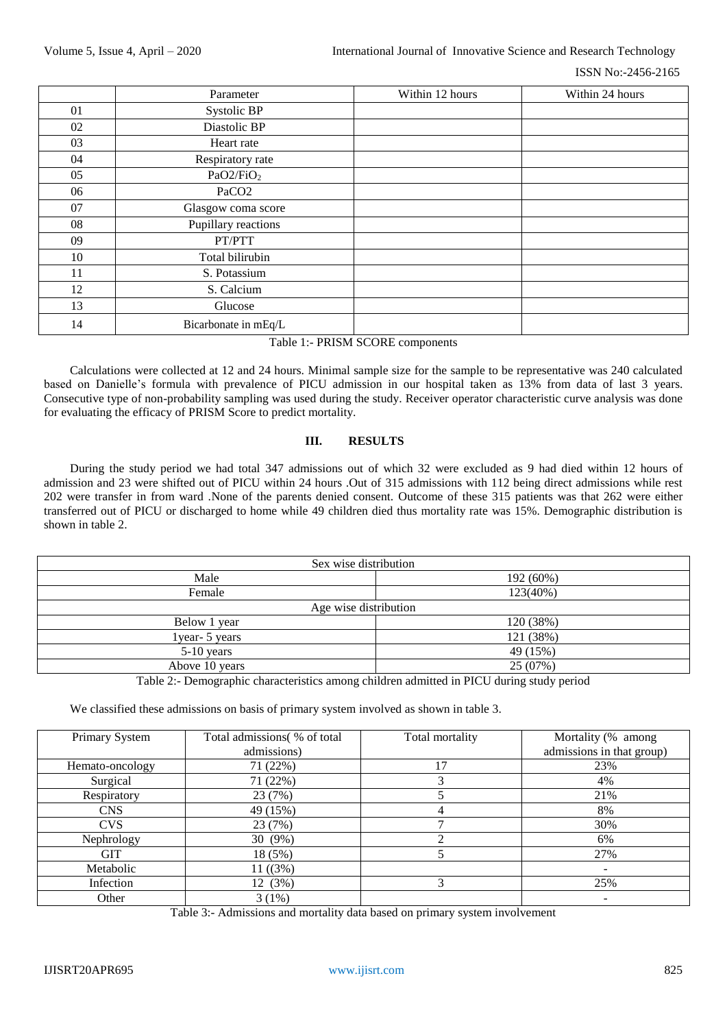| | Parameter | Within 12 hours | Within 24 hours |
|---|---|---|---|
| 01 | Systolic BP | | |
| 02 | Diastolic BP | | |
| 03 | Heart rate | | |
| 04 | Respiratory rate | | |
| 05 | $PaO2/FiO_2$ | | |
| 06 | PaCO2 | | |
| 07 | Glasgow coma score | | |
| 08 | Pupillary reactions | | |
| 09 | PT/PTT | | |
| 10 | Total bilirubin | | |
| 11 | S. Potassium | | |
| 12 | S. Calcium | | |
| 13 | Glucose | | |
| 14 | Bicarbonate in mEq/L | | |

Table 1:- PRISM SCORE components

Calculations were collected at 12 and 24 hours. Minimal sample size for the sample to be representative was 240 calculated based on Danielle's formula with prevalence of PICU admission in our hospital taken as 13% from data of last 3 years. Consecutive type of non-probability sampling was used during the study. Receiver operator characteristic curve analysis was done for evaluating the efficacy of PRISM Score to predict mortality.

## III. RESULTS

During the study period we had total 347 admissions out of which 32 were excluded as 9 had died within 12 hours of admission and 23 were shifted out of PICU within 24 hours .Out of 315 admissions with 112 being direct admissions while rest 202 were transfer in from ward .None of the parents denied consent. Outcome of these 315 patients was that 262 were either transferred out of PICU or discharged to home while 49 children died thus mortality rate was 15%. Demographic distribution is shown in table 2.

| Sex wise distribution | |
|---|---|
| Male | 192 (60%) |
| Female | 123(40%) |
| Age wise distribution | |
| Below 1 year | 120 (38%) |
| 1year- 5 years | 121 (38%) |
| 5-10 years | 49 (15%) |
| Above 10 years | 25 (07%) |

Table 2:- Demographic characteristics among children admitted in PICU during study period

We classified these admissions on basis of primary system involved as shown in table 3.

| Primary System | Total admissions( % of total admissions) | Total mortality | Mortality (% among admissions in that group) |
|---|---|---|---|
| Hemato-oncology | 71 (22%) | 17 | 23% |
| Surgical | 71 (22%) | 3 | 4% |
| Respiratory | 23 (7%) | 5 | 21% |
| CNS | 49 (15%) | 4 | 8% |
| CVS | 23 (7%) | 7 | 30% |
| Nephrology | 30 (9%) | 2 | 6% |
| GIT | 18 (5%) | 5 | 27% |
| Metabolic | 11 ((3%) | | - |
| Infection | 12 (3%) | 3 | 25% |
| Other | 3 (1%) | | - |

Table 3:- Admissions and mortality data based on primary system involvement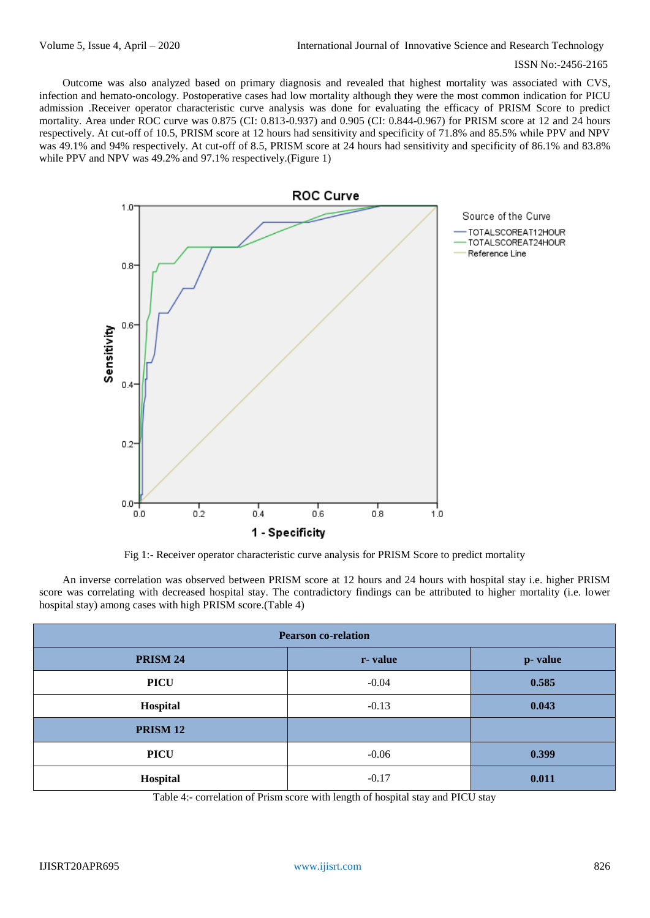Outcome was also analyzed based on primary diagnosis and revealed that highest mortality was associated with CVS, infection and hemato-oncology. Postoperative cases had low mortality although they were the most common indication for PICU admission .Receiver operator characteristic curve analysis was done for evaluating the efficacy of PRISM Score to predict mortality. Area under ROC curve was 0.875 (CI: 0.813-0.937) and 0.905 (CI: 0.844-0.967) for PRISM score at 12 and 24 hours respectively. At cut-off of 10.5, PRISM score at 12 hours had sensitivity and specificity of 71.8% and 85.5% while PPV and NPV was 49.1% and 94% respectively. At cut-off of 8.5, PRISM score at 24 hours had sensitivity and specificity of 86.1% and 83.8% while PPV and NPV was 49.2% and 97.1% respectively.(Figure 1)

Fig 1:- Receiver operator characteristic curve analysis for PRISM Score to predict mortality

An inverse correlation was observed between PRISM score at 12 hours and 24 hours with hospital stay i.e. higher PRISM score was correlating with decreased hospital stay. The contradictory findings can be attributed to higher mortality (i.e. lower hospital stay) among cases with high PRISM score.(Table 4)

| Pearson co-relation | | |
|---|---|---|
| **PRISM 24** | **r- value** | **p- value** |
| **PICU** | -0.04 | **0.585** |
| **Hospital** | -0.13 | **0.043** |
| **PRISM 12** | | |
| **PICU** | -0.06 | **0.399** |
| **Hospital** | -0.17 | **0.011** |

Table 4:- correlation of Prism score with length of hospital stay and PICU stay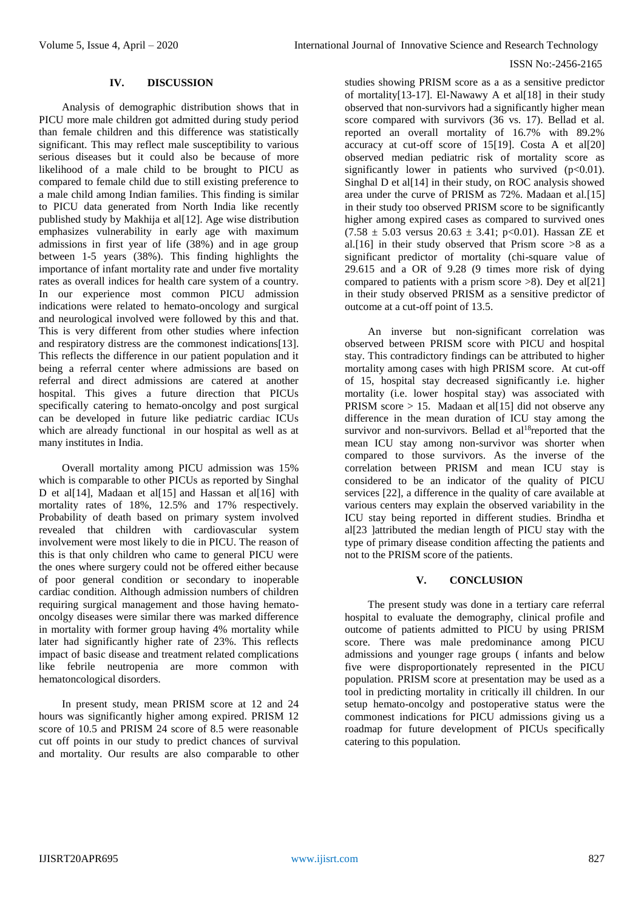## IV. DISCUSSION

Analysis of demographic distribution shows that in PICU more male children got admitted during study period than female children and this difference was statistically significant. This may reflect male susceptibility to various serious diseases but it could also be because of more likelihood of a male child to be brought to PICU as compared to female child due to still existing preference to a male child among Indian families. This finding is similar to PICU data generated from North India like recently published study by Makhija et al[12]. Age wise distribution emphasizes vulnerability in early age with maximum admissions in first year of life (38%) and in age group between 1-5 years (38%). This finding highlights the importance of infant mortality rate and under five mortality rates as overall indices for health care system of a country. In our experience most common PICU admission indications were related to hemato-oncology and surgical and neurological involved were followed by this and that. This is very different from other studies where infection and respiratory distress are the commonest indications[13]. This reflects the difference in our patient population and it being a referral center where admissions are based on referral and direct admissions are catered at another hospital. This gives a future direction that PICUs specifically catering to hemato-oncolgy and post surgical can be developed in future like pediatric cardiac ICUs which are already functional in our hospital as well as at many institutes in India.

Overall mortality among PICU admission was 15% which is comparable to other PICUs as reported by Singhal D et al[14], Madaan et al[15] and Hassan et al[16] with mortality rates of 18%, 12.5% and 17% respectively. Probability of death based on primary system involved revealed that children with cardiovascular system involvement were most likely to die in PICU. The reason of this is that only children who came to general PICU were the ones where surgery could not be offered either because of poor general condition or secondary to inoperable cardiac condition. Although admission numbers of children requiring surgical management and those having hemato-oncolgy diseases were similar there was marked difference in mortality with former group having 4% mortality while later had significantly higher rate of 23%. This reflects impact of basic disease and treatment related complications like febrile neutropenia are more common with hematoncological disorders.

In present study, mean PRISM score at 12 and 24 hours was significantly higher among expired. PRISM 12 score of 10.5 and PRISM 24 score of 8.5 were reasonable cut off points in our study to predict chances of survival and mortality. Our results are also comparable to other studies showing PRISM score as a as a sensitive predictor of mortality[13-17]. El-Nawawy A et al[18] in their study observed that non-survivors had a significantly higher mean score compared with survivors (36 vs. 17). Bellad et al. reported an overall mortality of 16.7% with 89.2% accuracy at cut-off score of 15[19]. Costa A et al[20] observed median pediatric risk of mortality score as significantly lower in patients who survived ($p<0.01$). Singhal D et al[14] in their study, on ROC analysis showed area under the curve of PRISM as 72%. Madaan et al.[15] in their study too observed PRISM score to be significantly higher among expired cases as compared to survived ones ($7.58 \pm 5.03$ versus $20.63 \pm 3.41$; $p<0.01$). Hassan ZE et al.[16] in their study observed that Prism score >8 as a significant predictor of mortality (chi-square value of 29.615 and a OR of 9.28 (9 times more risk of dying compared to patients with a prism score >8). Dey et al[21] in their study observed PRISM as a sensitive predictor of outcome at a cut-off point of 13.5.

An inverse but non-significant correlation was observed between PRISM score with PICU and hospital stay. This contradictory findings can be attributed to higher mortality among cases with high PRISM score. At cut-off of 15, hospital stay decreased significantly i.e. higher mortality (i.e. lower hospital stay) was associated with PRISM score > 15. Madaan et al[15] did not observe any difference in the mean duration of ICU stay among the survivor and non-survivors. Bellad et al[18]reported that the mean ICU stay among non-survivor was shorter when compared to those survivors. As the inverse of the correlation between PRISM and mean ICU stay is considered to be an indicator of the quality of PICU services [22], a difference in the quality of care available at various centers may explain the observed variability in the ICU stay being reported in different studies. Brindha et al[23 ]attributed the median length of PICU stay with the type of primary disease condition affecting the patients and not to the PRISM score of the patients.

## V. CONCLUSION

The present study was done in a tertiary care referral hospital to evaluate the demography, clinical profile and outcome of patients admitted to PICU by using PRISM score. There was male predominance among PICU admissions and younger rage groups ( infants and below five were disproportionately represented in the PICU population. PRISM score at presentation may be used as a tool in predicting mortality in critically ill children. In our setup hemato-oncolgy and postoperative status were the commonest indications for PICU admissions giving us a roadmap for future development of PICUs specifically catering to this population.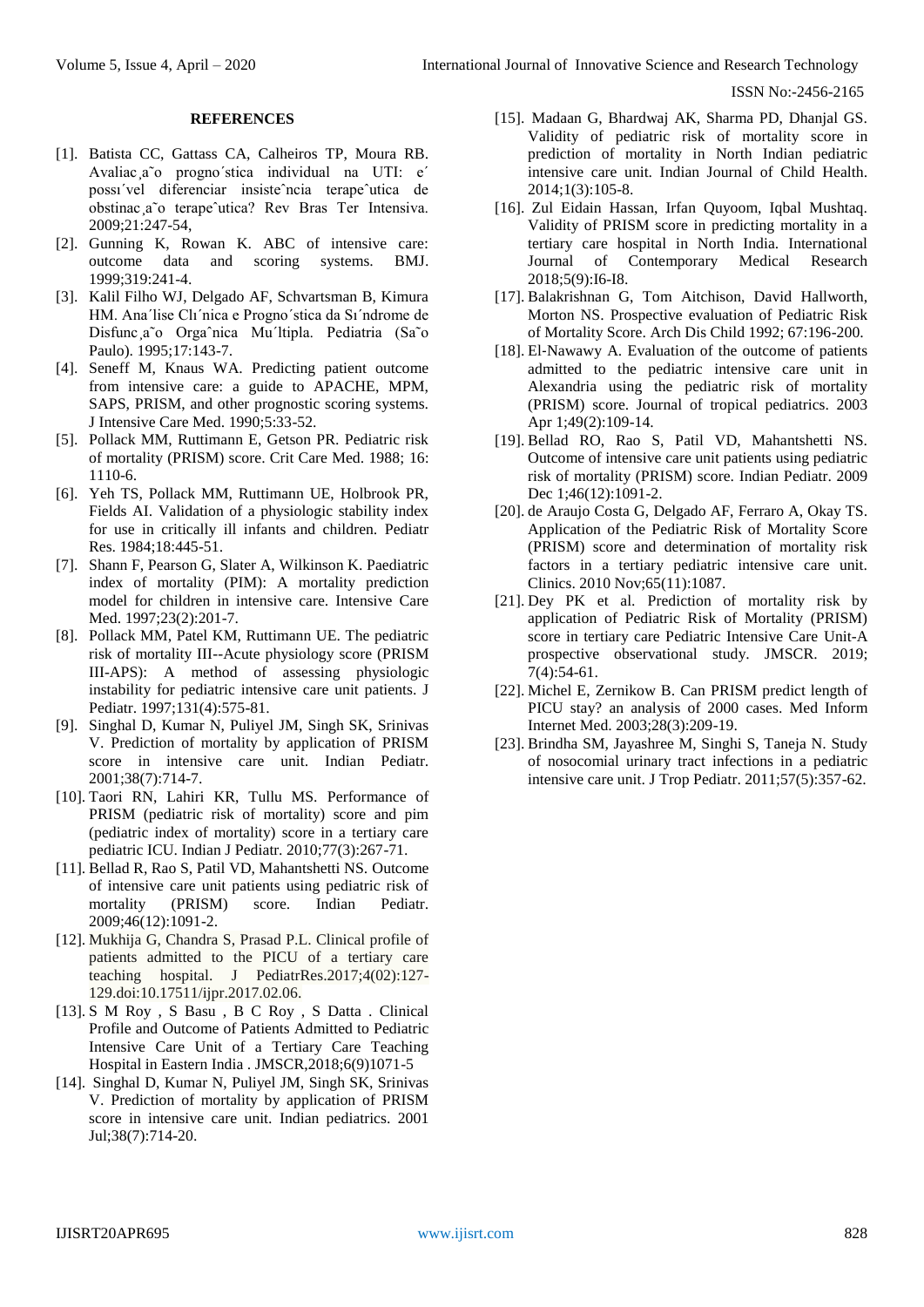## REFERENCES

[1]. Batista CC, Gattass CA, Calheiros TP, Moura RB. Avaliac¸a˜o progno´stica individual na UTI: e´ possı´vel diferenciar insisteˆncia terapeˆutica de obstinac¸a˜o terapeˆutica? Rev Bras Ter Intensiva. 2009;21:247-54,

[2]. Gunning K, Rowan K. ABC of intensive care: outcome data and scoring systems. BMJ. 1999;319:241-4.

[3]. Kalil Filho WJ, Delgado AF, Schvartsman B, Kimura HM. Ana´lise Clı´nica e Progno´stica da Sı´ndrome de Disfunc¸a˜o Orgaˆnica Mu´ltipla. Pediatria (Sa˜o Paulo). 1995;17:143-7.

[4]. Seneff M, Knaus WA. Predicting patient outcome from intensive care: a guide to APACHE, MPM, SAPS, PRISM, and other prognostic scoring systems. J Intensive Care Med. 1990;5:33-52.

[5]. Pollack MM, Ruttimann E, Getson PR. Pediatric risk of mortality (PRISM) score. Crit Care Med. 1988; 16: 1110-6.

[6]. Yeh TS, Pollack MM, Ruttimann UE, Holbrook PR, Fields AI. Validation of a physiologic stability index for use in critically ill infants and children. Pediatr Res. 1984;18:445-51.

[7]. Shann F, Pearson G, Slater A, Wilkinson K. Paediatric index of mortality (PIM): A mortality prediction model for children in intensive care. Intensive Care Med. 1997;23(2):201-7.

[8]. Pollack MM, Patel KM, Ruttimann UE. The pediatric risk of mortality III--Acute physiology score (PRISM III-APS): A method of assessing physiologic instability for pediatric intensive care unit patients. J Pediatr. 1997;131(4):575-81.

[9]. Singhal D, Kumar N, Puliyel JM, Singh SK, Srinivas V. Prediction of mortality by application of PRISM score in intensive care unit. Indian Pediatr. 2001;38(7):714-7.

[10]. Taori RN, Lahiri KR, Tullu MS. Performance of PRISM (pediatric risk of mortality) score and pim (pediatric index of mortality) score in a tertiary care pediatric ICU. Indian J Pediatr. 2010;77(3):267-71.

[11]. Bellad R, Rao S, Patil VD, Mahantshetti NS. Outcome of intensive care unit patients using pediatric risk of mortality (PRISM) score. Indian Pediatr. 2009;46(12):1091-2.

[12]. Mukhija G, Chandra S, Prasad P.L. Clinical profile of patients admitted to the PICU of a tertiary care teaching hospital. J PediatrRes.2017;4(02):127-129.doi:10.17511/ijpr.2017.02.06.

[13]. S M Roy , S Basu , B C Roy , S Datta . Clinical Profile and Outcome of Patients Admitted to Pediatric Intensive Care Unit of a Tertiary Care Teaching Hospital in Eastern India . JMSCR,2018;6(9)1071-5

[14]. Singhal D, Kumar N, Puliyel JM, Singh SK, Srinivas V. Prediction of mortality by application of PRISM score in intensive care unit. Indian pediatrics. 2001 Jul;38(7):714-20.

[15]. Madaan G, Bhardwaj AK, Sharma PD, Dhanjal GS. Validity of pediatric risk of mortality score in prediction of mortality in North Indian pediatric intensive care unit. Indian Journal of Child Health. 2014;1(3):105-8.

[16]. Zul Eidain Hassan, Irfan Quyoom, Iqbal Mushtaq. Validity of PRISM score in predicting mortality in a tertiary care hospital in North India. International Journal of Contemporary Medical Research 2018;5(9):I6-I8.

[17]. Balakrishnan G, Tom Aitchison, David Hallworth, Morton NS. Prospective evaluation of Pediatric Risk of Mortality Score. Arch Dis Child 1992; 67:196-200.

[18]. El-Nawawy A. Evaluation of the outcome of patients admitted to the pediatric intensive care unit in Alexandria using the pediatric risk of mortality (PRISM) score. Journal of tropical pediatrics. 2003 Apr 1;49(2):109-14.

[19]. Bellad RO, Rao S, Patil VD, Mahantshetti NS. Outcome of intensive care unit patients using pediatric risk of mortality (PRISM) score. Indian Pediatr. 2009 Dec 1;46(12):1091-2.

[20]. de Araujo Costa G, Delgado AF, Ferraro A, Okay TS. Application of the Pediatric Risk of Mortality Score (PRISM) score and determination of mortality risk factors in a tertiary pediatric intensive care unit. Clinics. 2010 Nov;65(11):1087.

[21]. Dey PK et al. Prediction of mortality risk by application of Pediatric Risk of Mortality (PRISM) score in tertiary care Pediatric Intensive Care Unit-A prospective observational study. JMSCR. 2019; 7(4):54-61.

[22]. Michel E, Zernikow B. Can PRISM predict length of PICU stay? an analysis of 2000 cases. Med Inform Internet Med. 2003;28(3):209-19.

[23]. Brindha SM, Jayashree M, Singhi S, Taneja N. Study of nosocomial urinary tract infections in a pediatric intensive care unit. J Trop Pediatr. 2011;57(5):357-62.